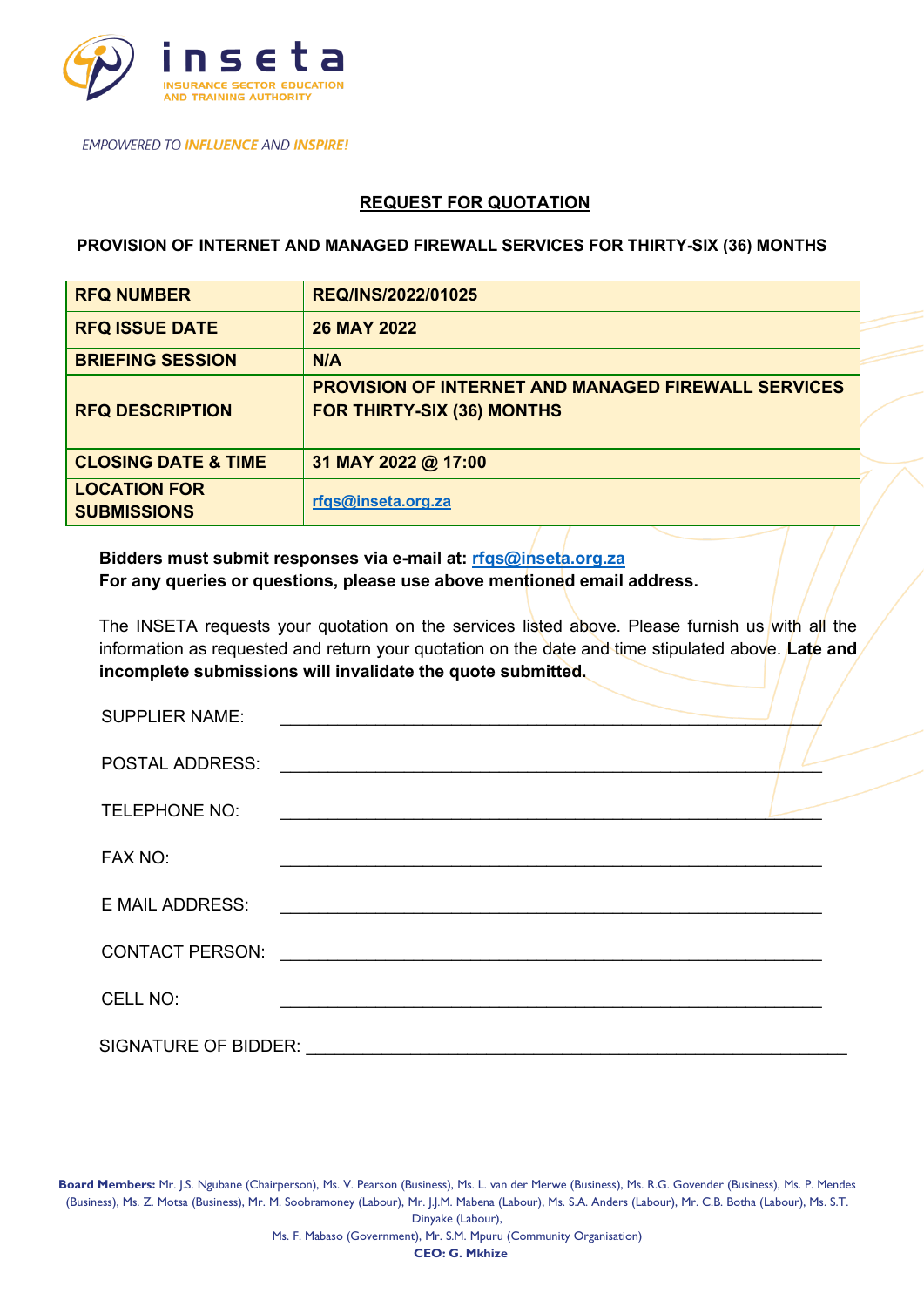inseta

INSURANCE SECTOR EDUCATION AND TRAINING AUTHORITY

*EMPOWERED TO INFLUENCE AND INSPIRE!*

## REQUEST FOR QUOTATION

### PROVISION OF INTERNET AND MANAGED FIREWALL SERVICES FOR THIRTY-SIX (36) MONTHS

| | |
|---|---|
| **RFQ NUMBER** | **REQ/INS/2022/01025** |
| **RFQ ISSUE DATE** | **26 MAY 2022** |
| **BRIEFING SESSION** | **N/A** |
| **RFQ DESCRIPTION** | **PROVISION OF INTERNET AND MANAGED FIREWALL SERVICES FOR THIRTY-SIX (36) MONTHS** |
| **CLOSING DATE & TIME** | **31 MAY 2022 @ 17:00** |
| **LOCATION FOR SUBMISSIONS** | **rfqs@inseta.org.za** |

**Bidders must submit responses via e-mail at: rfqs@inseta.org.za**
**For any queries or questions, please use above mentioned email address.**

The INSETA requests your quotation on the services listed above. Please furnish us with all the information as requested and return your quotation on the date and time stipulated above. **Late and incomplete submissions will invalidate the quote submitted.**

SUPPLIER NAME: ____________________________________________________

POSTAL ADDRESS: ____________________________________________________

TELEPHONE NO: ____________________________________________________

FAX NO: ____________________________________________________

E MAIL ADDRESS: ____________________________________________________

CONTACT PERSON: ____________________________________________________

CELL NO: ____________________________________________________

SIGNATURE OF BIDDER: ____________________________________________________

**Board Members:** Mr. J.S. Ngubane (Chairperson), Ms. V. Pearson (Business), Ms. L. van der Merwe (Business), Ms. R.G. Govender (Business), Ms. P. Mendes (Business), Ms. Z. Motsa (Business), Mr. M. Soobramoney (Labour), Mr. J.J.M. Mabena (Labour), Ms. S.A. Anders (Labour), Mr. C.B. Botha (Labour), Ms. S.T. Dinyake (Labour),
Ms. F. Mabaso (Government), Mr. S.M. Mpuru (Community Organisation)
**CEO: G. Mkhize**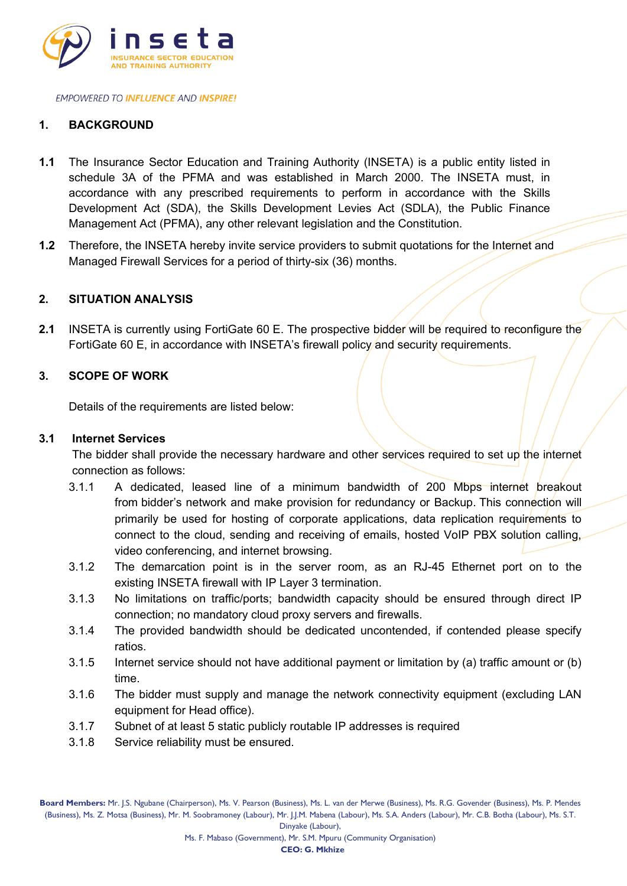## 1. BACKGROUND

**1.1** The Insurance Sector Education and Training Authority (INSETA) is a public entity listed in schedule 3A of the PFMA and was established in March 2000. The INSETA must, in accordance with any prescribed requirements to perform in accordance with the Skills Development Act (SDA), the Skills Development Levies Act (SDLA), the Public Finance Management Act (PFMA), any other relevant legislation and the Constitution.

**1.2** Therefore, the INSETA hereby invite service providers to submit quotations for the Internet and Managed Firewall Services for a period of thirty-six (36) months.

## 2. SITUATION ANALYSIS

**2.1** INSETA is currently using FortiGate 60 E. The prospective bidder will be required to reconfigure the FortiGate 60 E, in accordance with INSETA's firewall policy and security requirements.

## 3. SCOPE OF WORK

Details of the requirements are listed below:

### 3.1 Internet Services

The bidder shall provide the necessary hardware and other services required to set up the internet connection as follows:

- 3.1.1 A dedicated, leased line of a minimum bandwidth of 200 Mbps internet breakout from bidder's network and make provision for redundancy or Backup. This connection will primarily be used for hosting of corporate applications, data replication requirements to connect to the cloud, sending and receiving of emails, hosted VoIP PBX solution calling, video conferencing, and internet browsing.
- 3.1.2 The demarcation point is in the server room, as an RJ-45 Ethernet port on to the existing INSETA firewall with IP Layer 3 termination.
- 3.1.3 No limitations on traffic/ports; bandwidth capacity should be ensured through direct IP connection; no mandatory cloud proxy servers and firewalls.
- 3.1.4 The provided bandwidth should be dedicated uncontended, if contended please specify ratios.
- 3.1.5 Internet service should not have additional payment or limitation by (a) traffic amount or (b) time.
- 3.1.6 The bidder must supply and manage the network connectivity equipment (excluding LAN equipment for Head office).
- 3.1.7 Subnet of at least 5 static publicly routable IP addresses is required
- 3.1.8 Service reliability must be ensured.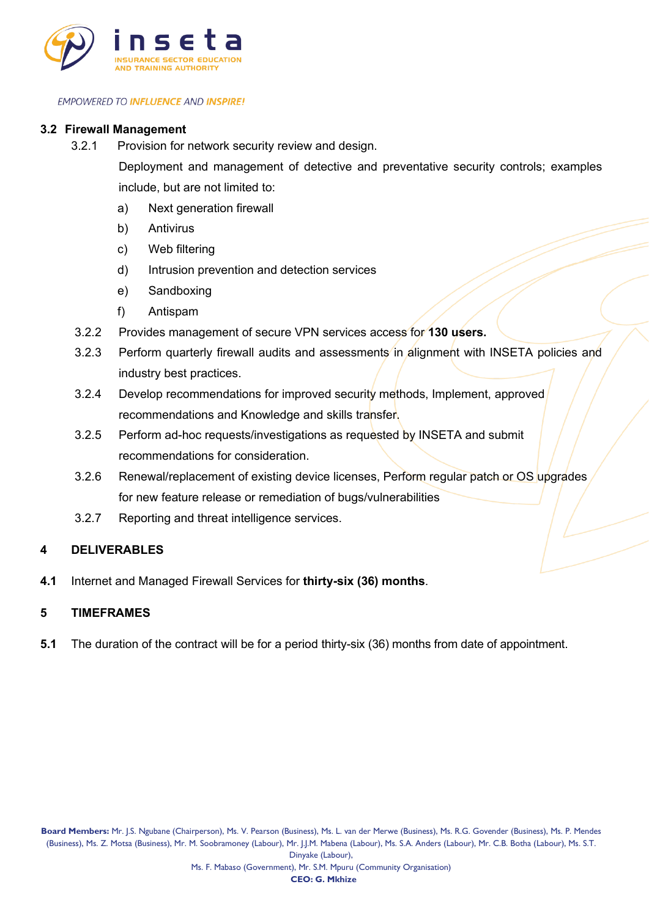### 3.2 Firewall Management

3.2.1 Provision for network security review and design.

Deployment and management of detective and preventative security controls; examples include, but are not limited to:

a) Next generation firewall

b) Antivirus

c) Web filtering

d) Intrusion prevention and detection services

e) Sandboxing

f) Antispam

3.2.2 Provides management of secure VPN services access for **130 users.**

3.2.3 Perform quarterly firewall audits and assessments in alignment with INSETA policies and industry best practices.

3.2.4 Develop recommendations for improved security methods, Implement, approved recommendations and Knowledge and skills transfer.

3.2.5 Perform ad-hoc requests/investigations as requested by INSETA and submit recommendations for consideration.

3.2.6 Renewal/replacement of existing device licenses, Perform regular patch or OS upgrades for new feature release or remediation of bugs/vulnerabilities

3.2.7 Reporting and threat intelligence services.

## 4 DELIVERABLES

**4.1** Internet and Managed Firewall Services for **thirty-six (36) months**.

## 5 TIMEFRAMES

**5.1** The duration of the contract will be for a period thirty-six (36) months from date of appointment.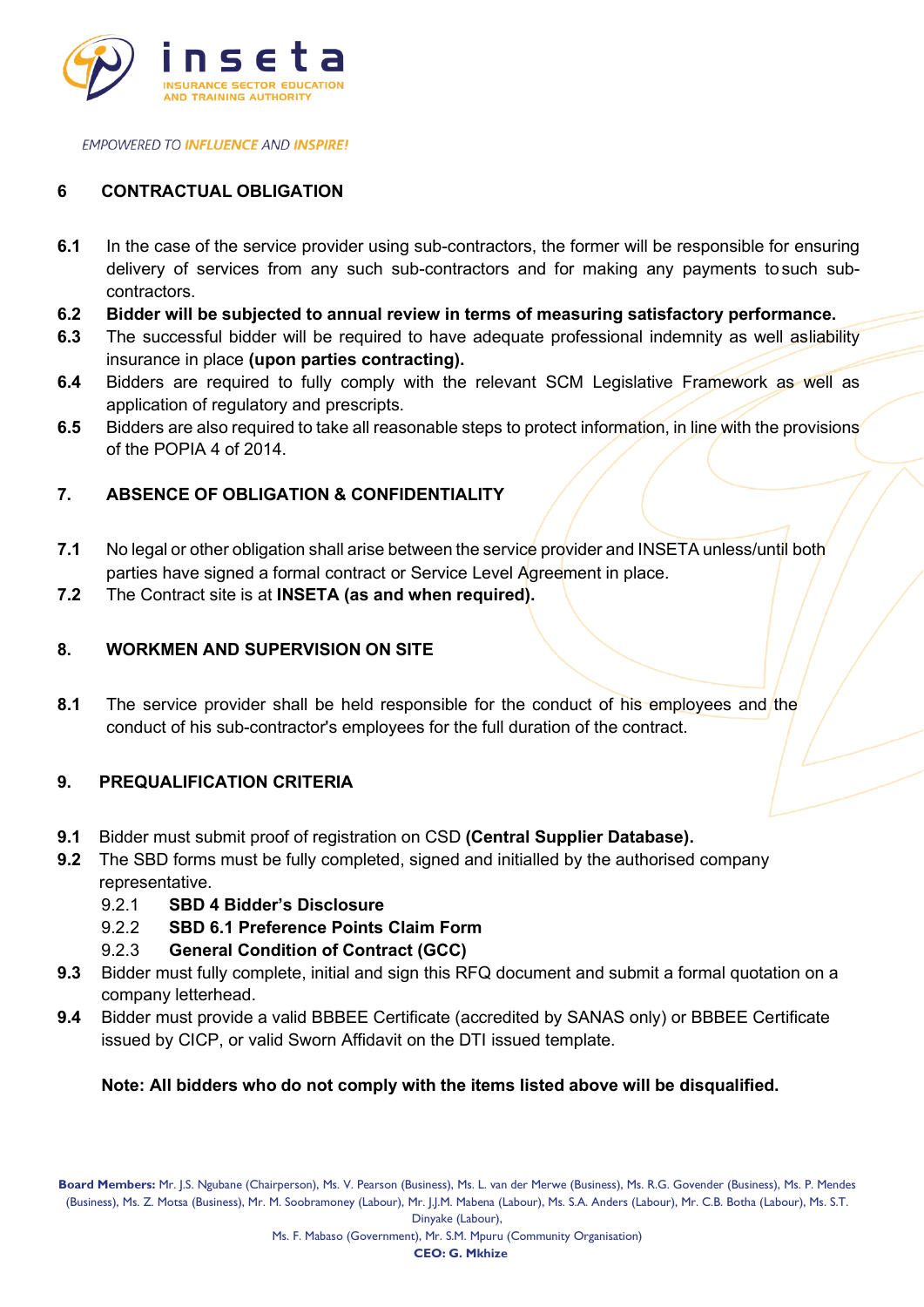## 6 CONTRACTUAL OBLIGATION

**6.1** In the case of the service provider using sub-contractors, the former will be responsible for ensuring delivery of services from any such sub-contractors and for making any payments to such sub-contractors.

**6.2** **Bidder will be subjected to annual review in terms of measuring satisfactory performance.**

**6.3** The successful bidder will be required to have adequate professional indemnity as well as liability insurance in place **(upon parties contracting).**

**6.4** Bidders are required to fully comply with the relevant SCM Legislative Framework as well as application of regulatory and prescripts.

**6.5** Bidders are also required to take all reasonable steps to protect information, in line with the provisions of the POPIA 4 of 2014.

## 7. ABSENCE OF OBLIGATION & CONFIDENTIALITY

**7.1** No legal or other obligation shall arise between the service provider and INSETA unless/until both parties have signed a formal contract or Service Level Agreement in place.

**7.2** The Contract site is at **INSETA (as and when required).**

## 8. WORKMEN AND SUPERVISION ON SITE

**8.1** The service provider shall be held responsible for the conduct of his employees and the conduct of his sub-contractor's employees for the full duration of the contract.

## 9. PREQUALIFICATION CRITERIA

**9.1** Bidder must submit proof of registration on CSD **(Central Supplier Database).**

**9.2** The SBD forms must be fully completed, signed and initialled by the authorised company representative.

- 9.2.1 **SBD 4 Bidder's Disclosure**
- 9.2.2 **SBD 6.1 Preference Points Claim Form**
- 9.2.3 **General Condition of Contract (GCC)**

**9.3** Bidder must fully complete, initial and sign this RFQ document and submit a formal quotation on a company letterhead.

**9.4** Bidder must provide a valid BBBEE Certificate (accredited by SANAS only) or BBBEE Certificate issued by CICP, or valid Sworn Affidavit on the DTI issued template.

**Note: All bidders who do not comply with the items listed above will be disqualified.**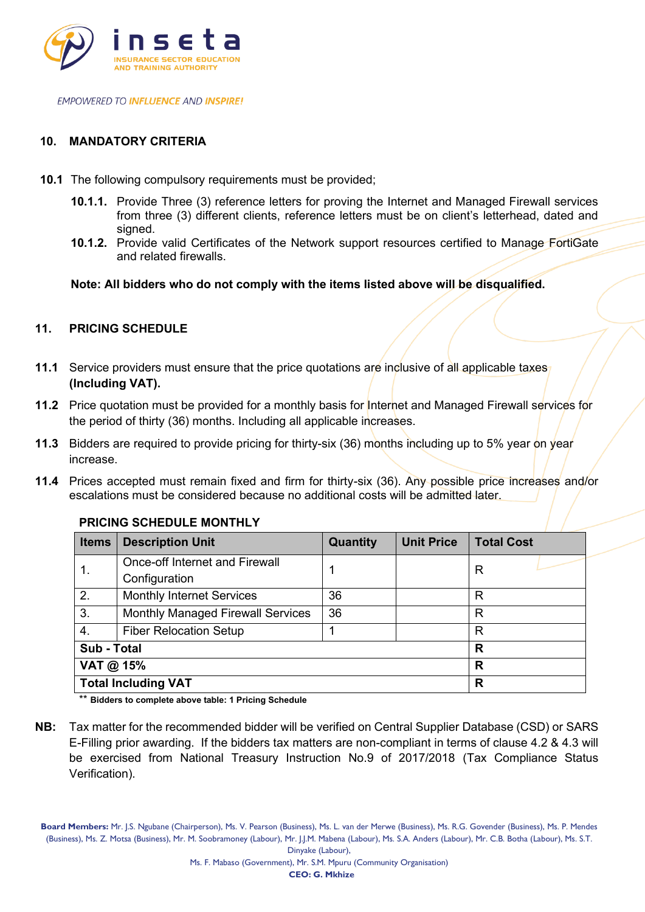## 10. MANDATORY CRITERIA

**10.1** The following compulsory requirements must be provided;

- **10.1.1.** Provide Three (3) reference letters for proving the Internet and Managed Firewall services from three (3) different clients, reference letters must be on client's letterhead, dated and signed.
- **10.1.2.** Provide valid Certificates of the Network support resources certified to Manage FortiGate and related firewalls.

**Note: All bidders who do not comply with the items listed above will be disqualified.**

## 11. PRICING SCHEDULE

**11.1** Service providers must ensure that the price quotations are inclusive of all applicable taxes **(Including VAT).**

**11.2** Price quotation must be provided for a monthly basis for Internet and Managed Firewall services for the period of thirty (36) months. Including all applicable increases.

**11.3** Bidders are required to provide pricing for thirty-six (36) months including up to 5% year on year increase.

**11.4** Prices accepted must remain fixed and firm for thirty-six (36). Any possible price increases and/or escalations must be considered because no additional costs will be admitted later.

**PRICING SCHEDULE MONTHLY**

| Items | Description Unit | Quantity | Unit Price | Total Cost |
|---|---|---|---|---|
| 1. | Once-off Internet and Firewall Configuration | 1 | | R |
| 2. | Monthly Internet Services | 36 | | R |
| 3. | Monthly Managed Firewall Services | 36 | | R |
| 4. | Fiber Relocation Setup | 1 | | R |
| **Sub - Total** | | | | **R** |
| **VAT @ 15%** | | | | **R** |
| **Total Including VAT** | | | | **R** |

** **Bidders to complete above table: 1 Pricing Schedule**

**NB:** Tax matter for the recommended bidder will be verified on Central Supplier Database (CSD) or SARS E-Filling prior awarding. If the bidders tax matters are non-compliant in terms of clause 4.2 & 4.3 will be exercised from National Treasury Instruction No.9 of 2017/2018 (Tax Compliance Status Verification).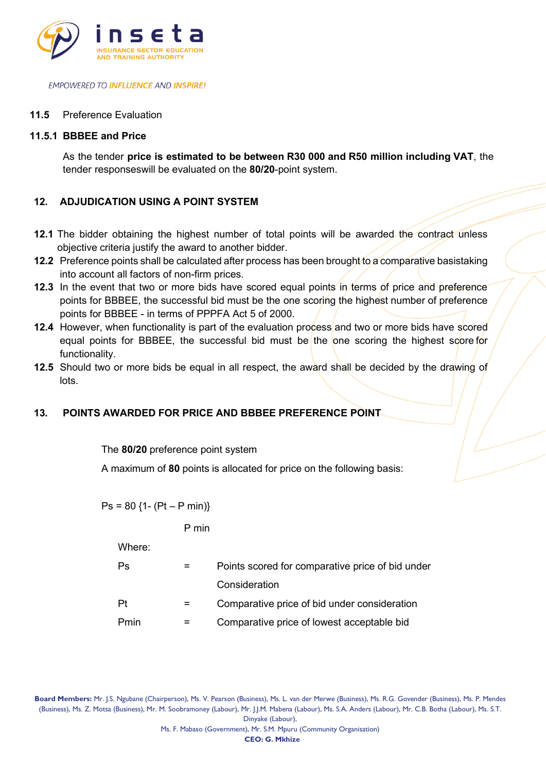### 11.5 Preference Evaluation

#### 11.5.1 BBBEE and Price

As the tender **price is estimated to be between R30 000 and R50 million including VAT**, the tender responseswill be evaluated on the **80/20**-point system.

## 12. ADJUDICATION USING A POINT SYSTEM

**12.1** The bidder obtaining the highest number of total points will be awarded the contract unless objective criteria justify the award to another bidder.

**12.2** Preference points shall be calculated after process has been brought to a comparative basistaking into account all factors of non-firm prices.

**12.3** In the event that two or more bids have scored equal points in terms of price and preference points for BBBEE, the successful bid must be the one scoring the highest number of preference points for BBBEE - in terms of PPPFA Act 5 of 2000.

**12.4** However, when functionality is part of the evaluation process and two or more bids have scored equal points for BBBEE, the successful bid must be the one scoring the highest score for functionality.

**12.5** Should two or more bids be equal in all respect, the award shall be decided by the drawing of lots.

## 13. POINTS AWARDED FOR PRICE AND BBBEE PREFERENCE POINT

The **80/20** preference point system

A maximum of **80** points is allocated for price on the following basis:

$$Ps = 80\left\{1 - \frac{(Pt - P\,min)}{P\,min}\right\}$$

Where:

| | | |
|---|---|---|
| Ps | = | Points scored for comparative price of bid under Consideration |
| Pt | = | Comparative price of bid under consideration |
| Pmin | = | Comparative price of lowest acceptable bid |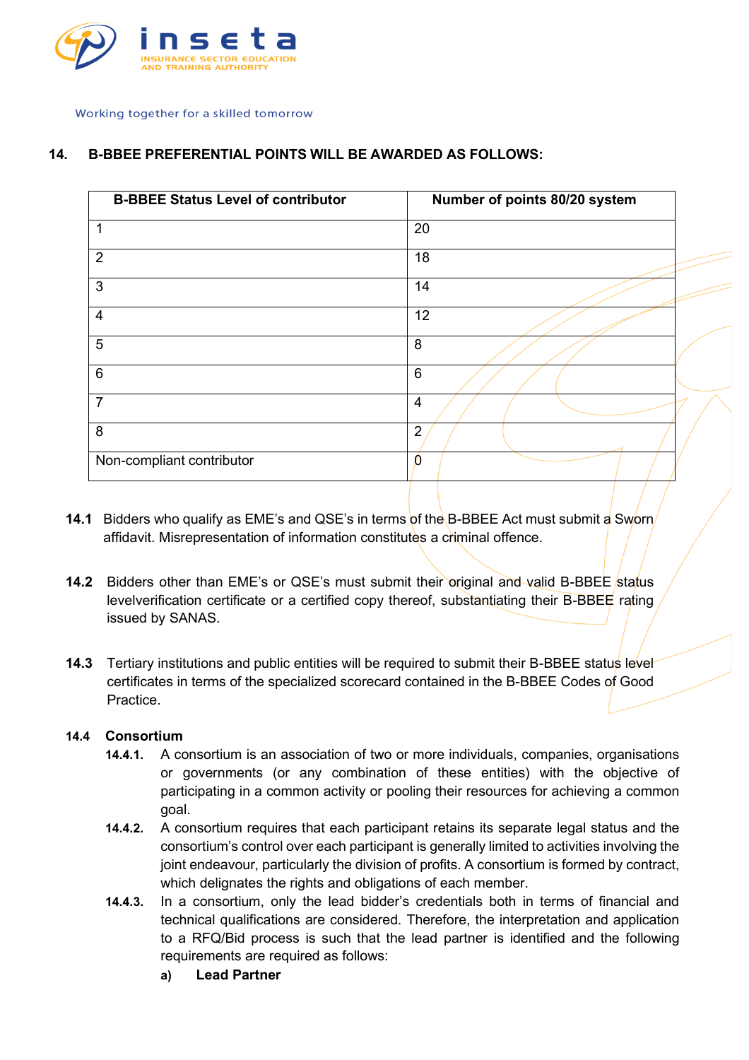## 14. B-BBEE PREFERENTIAL POINTS WILL BE AWARDED AS FOLLOWS:

| B-BBEE Status Level of contributor | Number of points 80/20 system |
|---|---|
| 1 | 20 |
| 2 | 18 |
| 3 | 14 |
| 4 | 12 |
| 5 | 8 |
| 6 | 6 |
| 7 | 4 |
| 8 | 2 |
| Non-compliant contributor | 0 |

**14.1** Bidders who qualify as EME's and QSE's in terms of the B-BBEE Act must submit a Sworn affidavit. Misrepresentation of information constitutes a criminal offence.

**14.2** Bidders other than EME's or QSE's must submit their original and valid B-BBEE status levelverification certificate or a certified copy thereof, substantiating their B-BBEE rating issued by SANAS.

**14.3** Tertiary institutions and public entities will be required to submit their B-BBEE status level certificates in terms of the specialized scorecard contained in the B-BBEE Codes of Good Practice.

**14.4 Consortium**

**14.4.1.** A consortium is an association of two or more individuals, companies, organisations or governments (or any combination of these entities) with the objective of participating in a common activity or pooling their resources for achieving a common goal.

**14.4.2.** A consortium requires that each participant retains its separate legal status and the consortium's control over each participant is generally limited to activities involving the joint endeavour, particularly the division of profits. A consortium is formed by contract, which delignates the rights and obligations of each member.

**14.4.3.** In a consortium, only the lead bidder's credentials both in terms of financial and technical qualifications are considered. Therefore, the interpretation and application to a RFQ/Bid process is such that the lead partner is identified and the following requirements are required as follows:

**a) Lead Partner**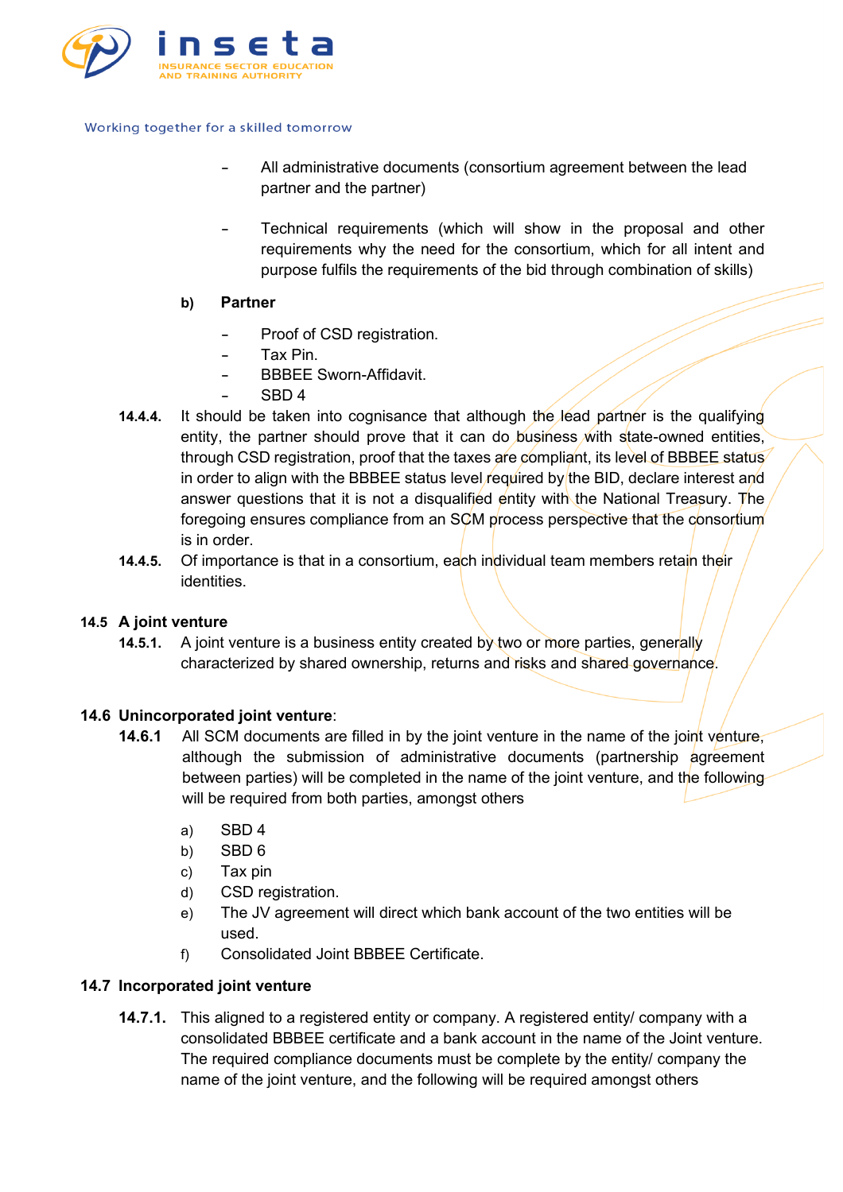- All administrative documents (consortium agreement between the lead partner and the partner)

- Technical requirements (which will show in the proposal and other requirements why the need for the consortium, which for all intent and purpose fulfils the requirements of the bid through combination of skills)

**b) Partner**

- Proof of CSD registration.
- Tax Pin.
- BBBEE Sworn-Affidavit.
- SBD 4

**14.4.4.** It should be taken into cognisance that although the lead partner is the qualifying entity, the partner should prove that it can do business with state-owned entities, through CSD registration, proof that the taxes are compliant, its level of BBBEE status in order to align with the BBBEE status level required by the BID, declare interest and answer questions that it is not a disqualified entity with the National Treasury. The foregoing ensures compliance from an SCM process perspective that the consortium is in order.

**14.4.5.** Of importance is that in a consortium, each individual team members retain their identities.

**14.5 A joint venture**

**14.5.1.** A joint venture is a business entity created by two or more parties, generally characterized by shared ownership, returns and risks and shared governance.

**14.6 Unincorporated joint venture**:

**14.6.1** All SCM documents are filled in by the joint venture in the name of the joint venture, although the submission of administrative documents (partnership agreement between parties) will be completed in the name of the joint venture, and the following will be required from both parties, amongst others

a) SBD 4
b) SBD 6
c) Tax pin
d) CSD registration.
e) The JV agreement will direct which bank account of the two entities will be used.
f) Consolidated Joint BBBEE Certificate.

**14.7 Incorporated joint venture**

**14.7.1.** This aligned to a registered entity or company. A registered entity/ company with a consolidated BBBEE certificate and a bank account in the name of the Joint venture. The required compliance documents must be complete by the entity/ company the name of the joint venture, and the following will be required amongst others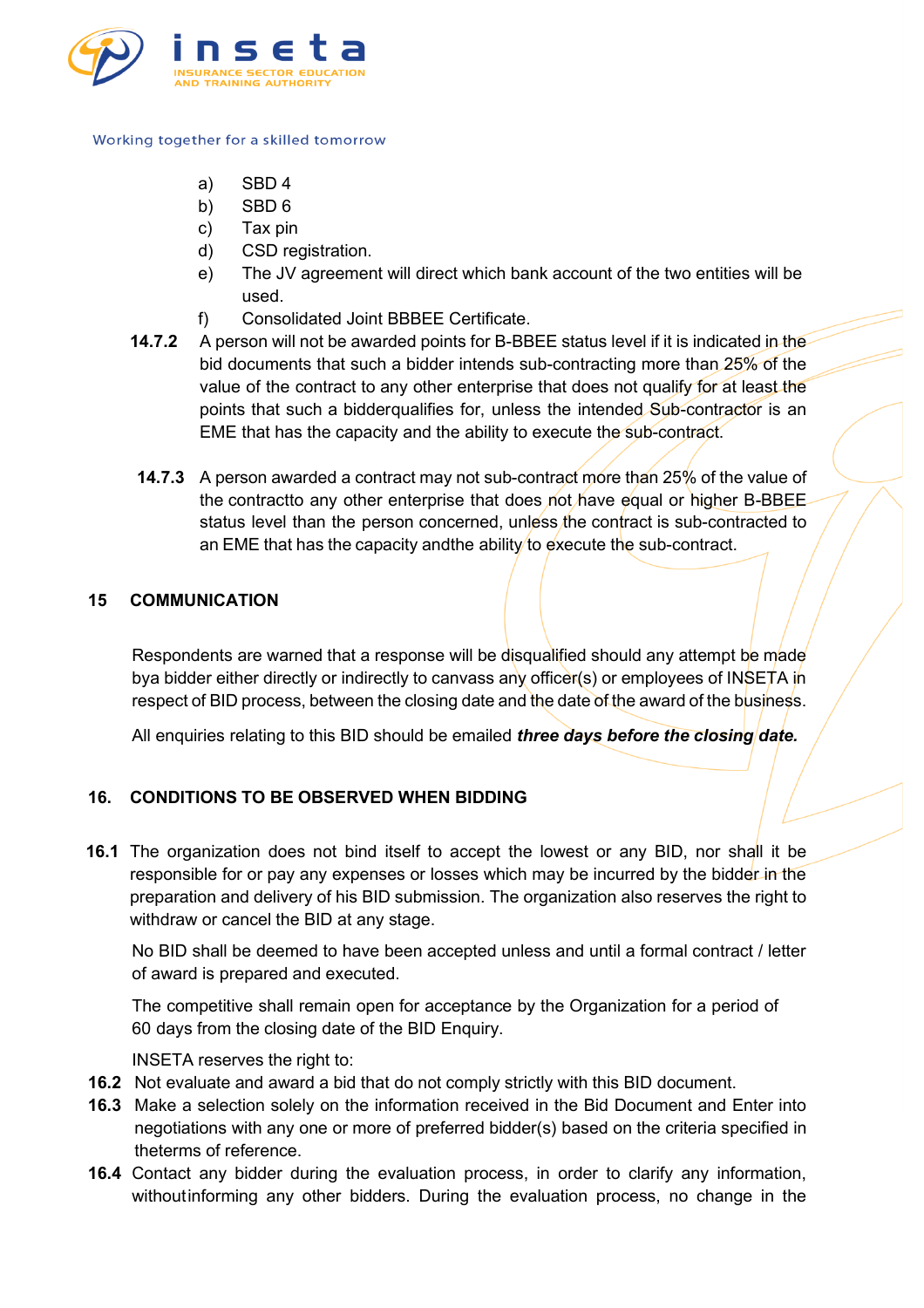a) SBD 4
b) SBD 6
c) Tax pin
d) CSD registration.
e) The JV agreement will direct which bank account of the two entities will be used.
f) Consolidated Joint BBBEE Certificate.

**14.7.2** A person will not be awarded points for B-BBEE status level if it is indicated in the bid documents that such a bidder intends sub-contracting more than 25% of the value of the contract to any other enterprise that does not qualify for at least the points that such a bidderqualifies for, unless the intended Sub-contractor is an EME that has the capacity and the ability to execute the sub-contract.

**14.7.3** A person awarded a contract may not sub-contract more than 25% of the value of the contractto any other enterprise that does not have equal or higher B-BBEE status level than the person concerned, unless the contract is sub-contracted to an EME that has the capacity andthe ability to execute the sub-contract.

## 15 COMMUNICATION

Respondents are warned that a response will be disqualified should any attempt be made bya bidder either directly or indirectly to canvass any officer(s) or employees of INSETA in respect of BID process, between the closing date and the date of the award of the business.

All enquiries relating to this BID should be emailed ***three days before the closing date.***

## 16. CONDITIONS TO BE OBSERVED WHEN BIDDING

**16.1** The organization does not bind itself to accept the lowest or any BID, nor shall it be responsible for or pay any expenses or losses which may be incurred by the bidder in the preparation and delivery of his BID submission. The organization also reserves the right to withdraw or cancel the BID at any stage.

No BID shall be deemed to have been accepted unless and until a formal contract / letter of award is prepared and executed.

The competitive shall remain open for acceptance by the Organization for a period of 60 days from the closing date of the BID Enquiry.

INSETA reserves the right to:

**16.2** Not evaluate and award a bid that do not comply strictly with this BID document.

**16.3** Make a selection solely on the information received in the Bid Document and Enter into negotiations with any one or more of preferred bidder(s) based on the criteria specified in theterms of reference.

**16.4** Contact any bidder during the evaluation process, in order to clarify any information, withoutinforming any other bidders. During the evaluation process, no change in the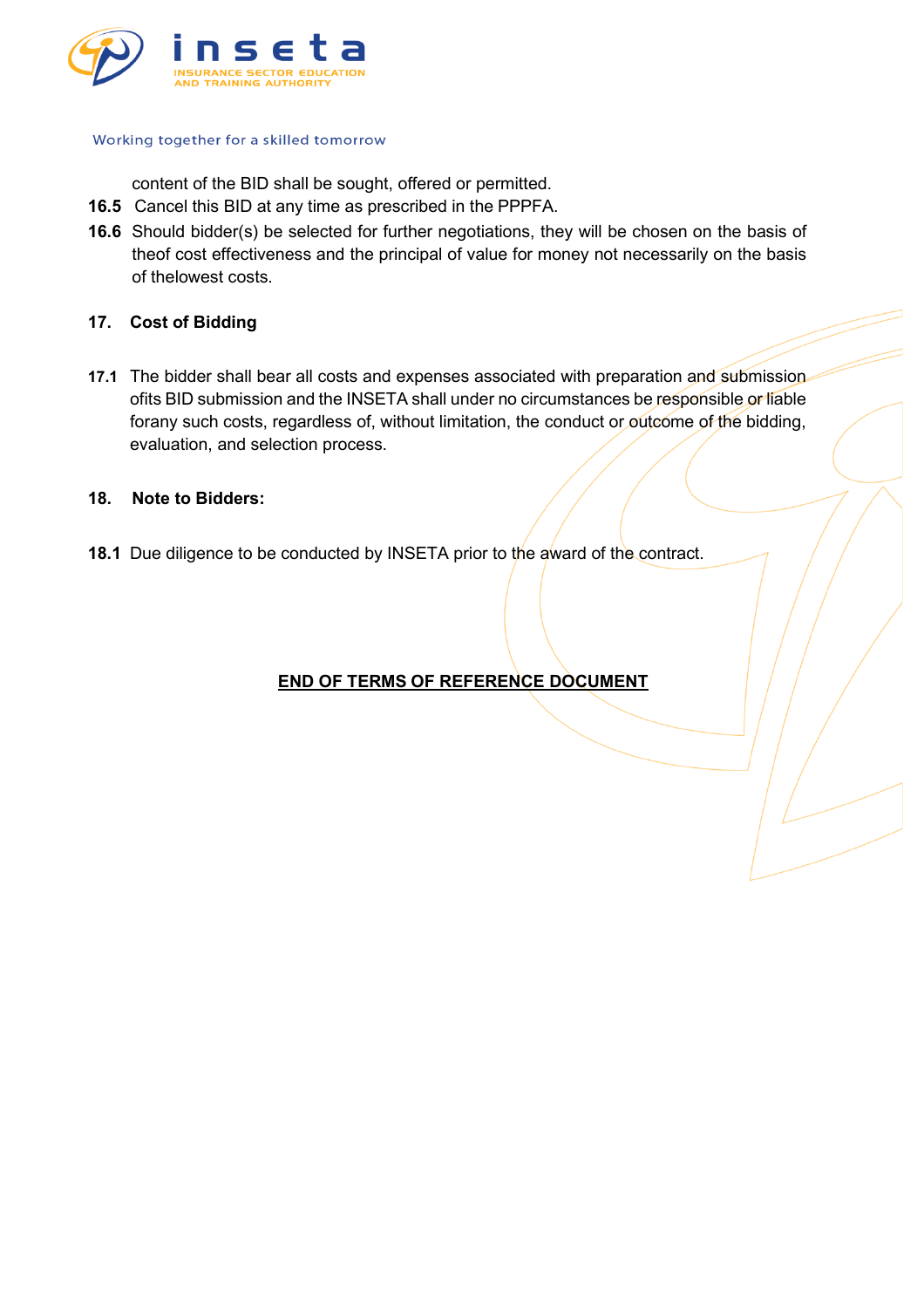content of the BID shall be sought, offered or permitted.

**16.5** Cancel this BID at any time as prescribed in the PPPFA.

**16.6** Should bidder(s) be selected for further negotiations, they will be chosen on the basis of theof cost effectiveness and the principal of value for money not necessarily on the basis of thelowest costs.

## 17. Cost of Bidding

**17.1** The bidder shall bear all costs and expenses associated with preparation and submission ofits BID submission and the INSETA shall under no circumstances be responsible or liable forany such costs, regardless of, without limitation, the conduct or outcome of the bidding, evaluation, and selection process.

## 18. Note to Bidders:

**18.1** Due diligence to be conducted by INSETA prior to the award of the contract.

**END OF TERMS OF REFERENCE DOCUMENT**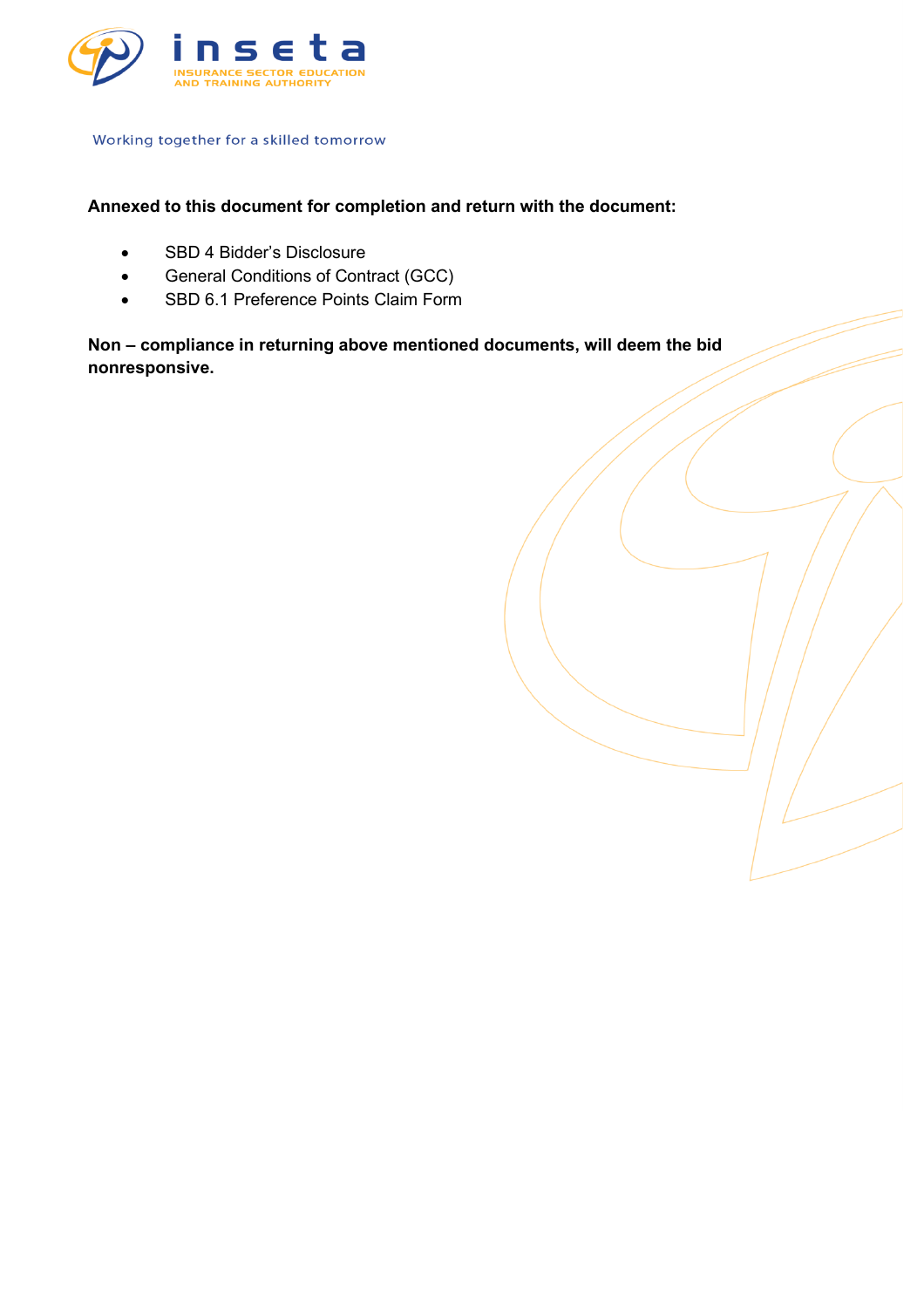**Annexed to this document for completion and return with the document:**

- SBD 4 Bidder's Disclosure
- General Conditions of Contract (GCC)
- SBD 6.1 Preference Points Claim Form

**Non – compliance in returning above mentioned documents, will deem the bid nonresponsive.**